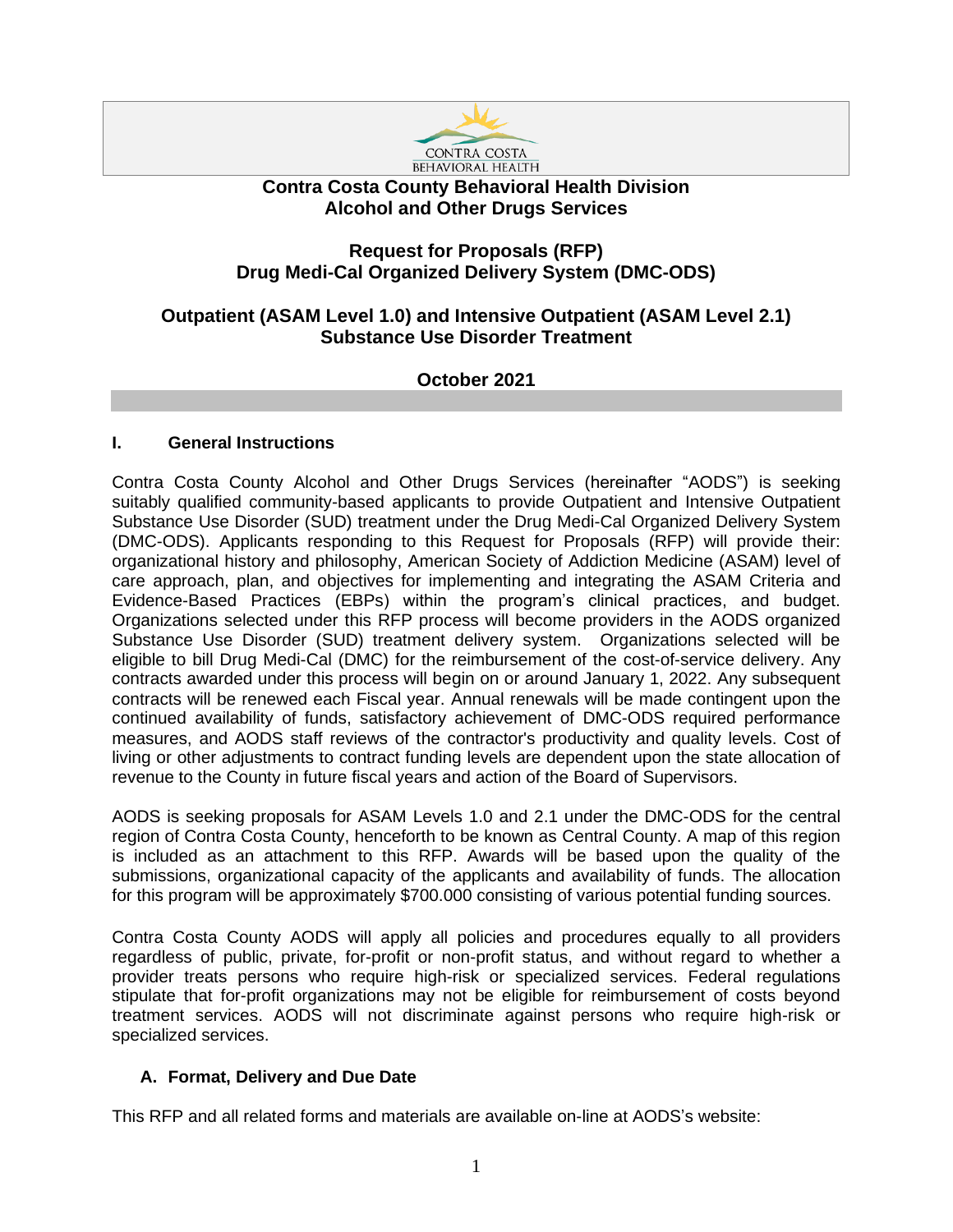CONTRA COSTA
BEHAVIORAL HEALTH

# Contra Costa County Behavioral Health Division
# Alcohol and Other Drugs Services

## Request for Proposals (RFP)
## Drug Medi-Cal Organized Delivery System (DMC-ODS)

## Outpatient (ASAM Level 1.0) and Intensive Outpatient (ASAM Level 2.1) Substance Use Disorder Treatment

**October 2021**

## I. General Instructions

Contra Costa County Alcohol and Other Drugs Services (hereinafter "AODS") is seeking suitably qualified community-based applicants to provide Outpatient and Intensive Outpatient Substance Use Disorder (SUD) treatment under the Drug Medi-Cal Organized Delivery System (DMC-ODS). Applicants responding to this Request for Proposals (RFP) will provide their: organizational history and philosophy, American Society of Addiction Medicine (ASAM) level of care approach, plan, and objectives for implementing and integrating the ASAM Criteria and Evidence-Based Practices (EBPs) within the program's clinical practices, and budget. Organizations selected under this RFP process will become providers in the AODS organized Substance Use Disorder (SUD) treatment delivery system. Organizations selected will be eligible to bill Drug Medi-Cal (DMC) for the reimbursement of the cost-of-service delivery. Any contracts awarded under this process will begin on or around January 1, 2022. Any subsequent contracts will be renewed each Fiscal year. Annual renewals will be made contingent upon the continued availability of funds, satisfactory achievement of DMC-ODS required performance measures, and AODS staff reviews of the contractor's productivity and quality levels. Cost of living or other adjustments to contract funding levels are dependent upon the state allocation of revenue to the County in future fiscal years and action of the Board of Supervisors.

AODS is seeking proposals for ASAM Levels 1.0 and 2.1 under the DMC-ODS for the central region of Contra Costa County, henceforth to be known as Central County. A map of this region is included as an attachment to this RFP. Awards will be based upon the quality of the submissions, organizational capacity of the applicants and availability of funds. The allocation for this program will be approximately $700.000 consisting of various potential funding sources.

Contra Costa County AODS will apply all policies and procedures equally to all providers regardless of public, private, for-profit or non-profit status, and without regard to whether a provider treats persons who require high-risk or specialized services. Federal regulations stipulate that for-profit organizations may not be eligible for reimbursement of costs beyond treatment services. AODS will not discriminate against persons who require high-risk or specialized services.

### A. Format, Delivery and Due Date

This RFP and all related forms and materials are available on-line at AODS's website: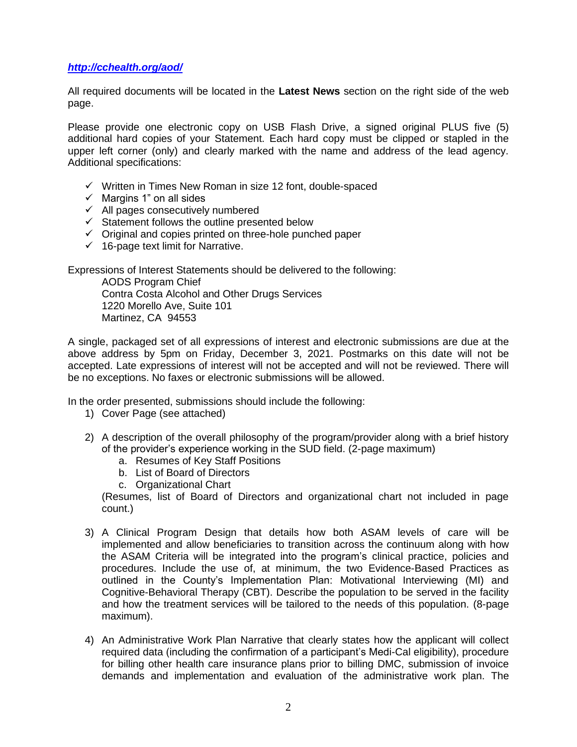***http://cchealth.org/aod/***

All required documents will be located in the **Latest News** section on the right side of the web page.

Please provide one electronic copy on USB Flash Drive, a signed original PLUS five (5) additional hard copies of your Statement. Each hard copy must be clipped or stapled in the upper left corner (only) and clearly marked with the name and address of the lead agency. Additional specifications:

- ✓ Written in Times New Roman in size 12 font, double-spaced
- ✓ Margins 1" on all sides
- ✓ All pages consecutively numbered
- ✓ Statement follows the outline presented below
- ✓ Original and copies printed on three-hole punched paper
- ✓ 16-page text limit for Narrative.

Expressions of Interest Statements should be delivered to the following:

AODS Program Chief
Contra Costa Alcohol and Other Drugs Services
1220 Morello Ave, Suite 101
Martinez, CA 94553

A single, packaged set of all expressions of interest and electronic submissions are due at the above address by 5pm on Friday, December 3, 2021. Postmarks on this date will not be accepted. Late expressions of interest will not be accepted and will not be reviewed. There will be no exceptions. No faxes or electronic submissions will be allowed.

In the order presented, submissions should include the following:

1) Cover Page (see attached)

2) A description of the overall philosophy of the program/provider along with a brief history of the provider's experience working in the SUD field. (2-page maximum)
   a. Resumes of Key Staff Positions
   b. List of Board of Directors
   c. Organizational Chart

   (Resumes, list of Board of Directors and organizational chart not included in page count.)

3) A Clinical Program Design that details how both ASAM levels of care will be implemented and allow beneficiaries to transition across the continuum along with how the ASAM Criteria will be integrated into the program's clinical practice, policies and procedures. Include the use of, at minimum, the two Evidence-Based Practices as outlined in the County's Implementation Plan: Motivational Interviewing (MI) and Cognitive-Behavioral Therapy (CBT). Describe the population to be served in the facility and how the treatment services will be tailored to the needs of this population. (8-page maximum).

4) An Administrative Work Plan Narrative that clearly states how the applicant will collect required data (including the confirmation of a participant's Medi-Cal eligibility), procedure for billing other health care insurance plans prior to billing DMC, submission of invoice demands and implementation and evaluation of the administrative work plan. The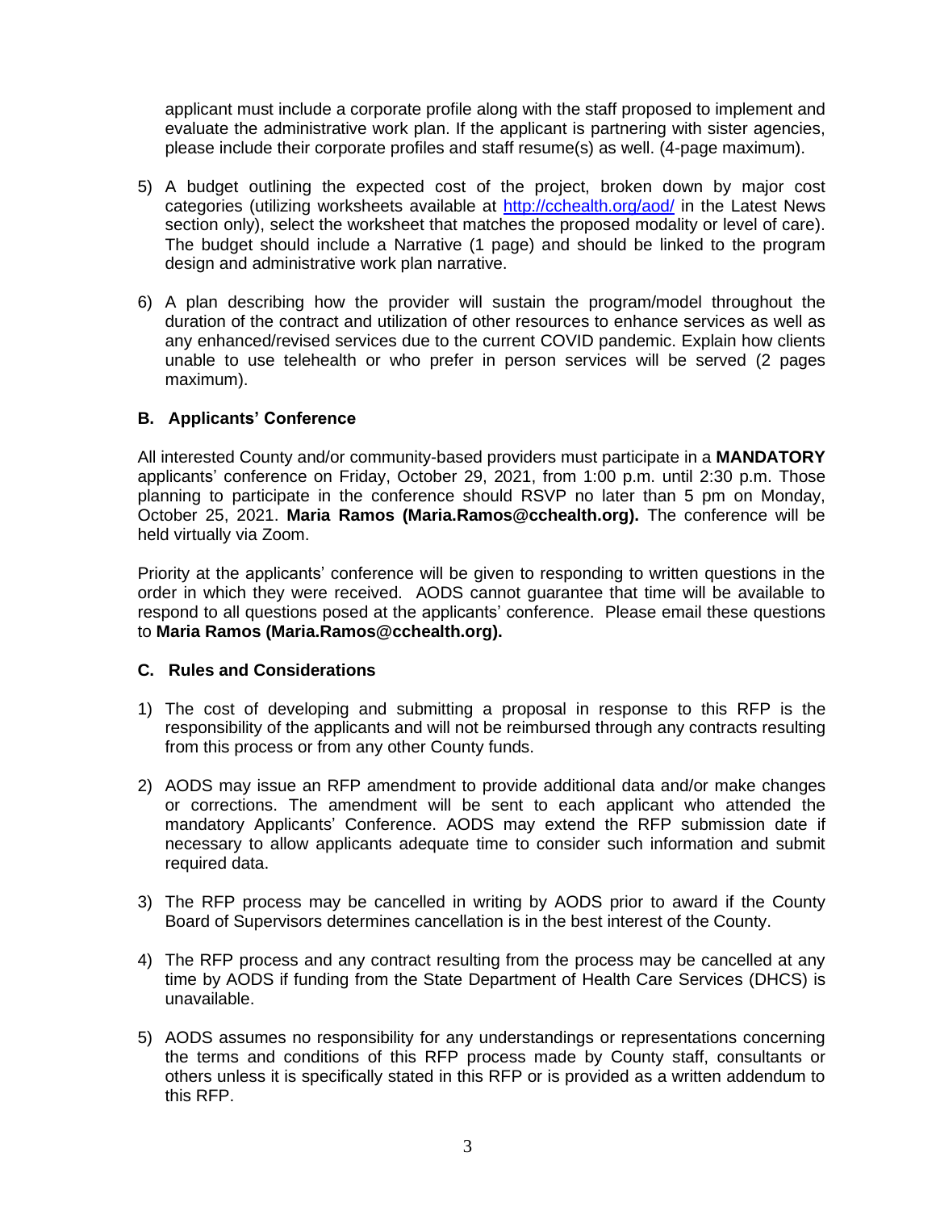applicant must include a corporate profile along with the staff proposed to implement and evaluate the administrative work plan. If the applicant is partnering with sister agencies, please include their corporate profiles and staff resume(s) as well. (4-page maximum).

5) A budget outlining the expected cost of the project, broken down by major cost categories (utilizing worksheets available at http://cchealth.org/aod/ in the Latest News section only), select the worksheet that matches the proposed modality or level of care). The budget should include a Narrative (1 page) and should be linked to the program design and administrative work plan narrative.

6) A plan describing how the provider will sustain the program/model throughout the duration of the contract and utilization of other resources to enhance services as well as any enhanced/revised services due to the current COVID pandemic. Explain how clients unable to use telehealth or who prefer in person services will be served (2 pages maximum).

### B. Applicants' Conference

All interested County and/or community-based providers must participate in a **MANDATORY** applicants' conference on Friday, October 29, 2021, from 1:00 p.m. until 2:30 p.m. Those planning to participate in the conference should RSVP no later than 5 pm on Monday, October 25, 2021. **Maria Ramos (Maria.Ramos@cchealth.org).** The conference will be held virtually via Zoom.

Priority at the applicants' conference will be given to responding to written questions in the order in which they were received. AODS cannot guarantee that time will be available to respond to all questions posed at the applicants' conference. Please email these questions to **Maria Ramos (Maria.Ramos@cchealth.org).**

### C. Rules and Considerations

1) The cost of developing and submitting a proposal in response to this RFP is the responsibility of the applicants and will not be reimbursed through any contracts resulting from this process or from any other County funds.

2) AODS may issue an RFP amendment to provide additional data and/or make changes or corrections. The amendment will be sent to each applicant who attended the mandatory Applicants' Conference. AODS may extend the RFP submission date if necessary to allow applicants adequate time to consider such information and submit required data.

3) The RFP process may be cancelled in writing by AODS prior to award if the County Board of Supervisors determines cancellation is in the best interest of the County.

4) The RFP process and any contract resulting from the process may be cancelled at any time by AODS if funding from the State Department of Health Care Services (DHCS) is unavailable.

5) AODS assumes no responsibility for any understandings or representations concerning the terms and conditions of this RFP process made by County staff, consultants or others unless it is specifically stated in this RFP or is provided as a written addendum to this RFP.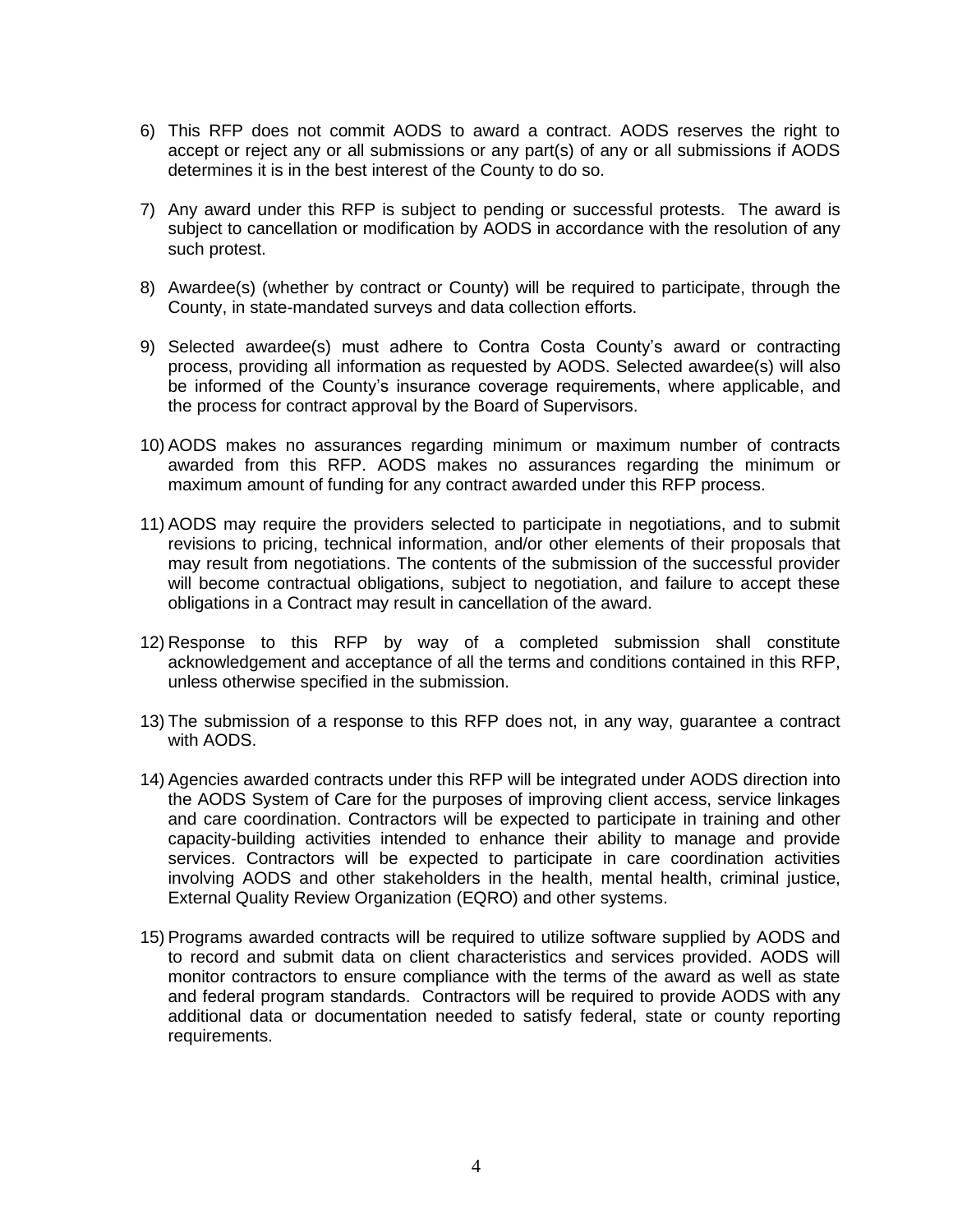6) This RFP does not commit AODS to award a contract. AODS reserves the right to accept or reject any or all submissions or any part(s) of any or all submissions if AODS determines it is in the best interest of the County to do so.

7) Any award under this RFP is subject to pending or successful protests. The award is subject to cancellation or modification by AODS in accordance with the resolution of any such protest.

8) Awardee(s) (whether by contract or County) will be required to participate, through the County, in state-mandated surveys and data collection efforts.

9) Selected awardee(s) must adhere to Contra Costa County's award or contracting process, providing all information as requested by AODS. Selected awardee(s) will also be informed of the County's insurance coverage requirements, where applicable, and the process for contract approval by the Board of Supervisors.

10) AODS makes no assurances regarding minimum or maximum number of contracts awarded from this RFP. AODS makes no assurances regarding the minimum or maximum amount of funding for any contract awarded under this RFP process.

11) AODS may require the providers selected to participate in negotiations, and to submit revisions to pricing, technical information, and/or other elements of their proposals that may result from negotiations. The contents of the submission of the successful provider will become contractual obligations, subject to negotiation, and failure to accept these obligations in a Contract may result in cancellation of the award.

12) Response to this RFP by way of a completed submission shall constitute acknowledgement and acceptance of all the terms and conditions contained in this RFP, unless otherwise specified in the submission.

13) The submission of a response to this RFP does not, in any way, guarantee a contract with AODS.

14) Agencies awarded contracts under this RFP will be integrated under AODS direction into the AODS System of Care for the purposes of improving client access, service linkages and care coordination. Contractors will be expected to participate in training and other capacity-building activities intended to enhance their ability to manage and provide services. Contractors will be expected to participate in care coordination activities involving AODS and other stakeholders in the health, mental health, criminal justice, External Quality Review Organization (EQRO) and other systems.

15) Programs awarded contracts will be required to utilize software supplied by AODS and to record and submit data on client characteristics and services provided. AODS will monitor contractors to ensure compliance with the terms of the award as well as state and federal program standards. Contractors will be required to provide AODS with any additional data or documentation needed to satisfy federal, state or county reporting requirements.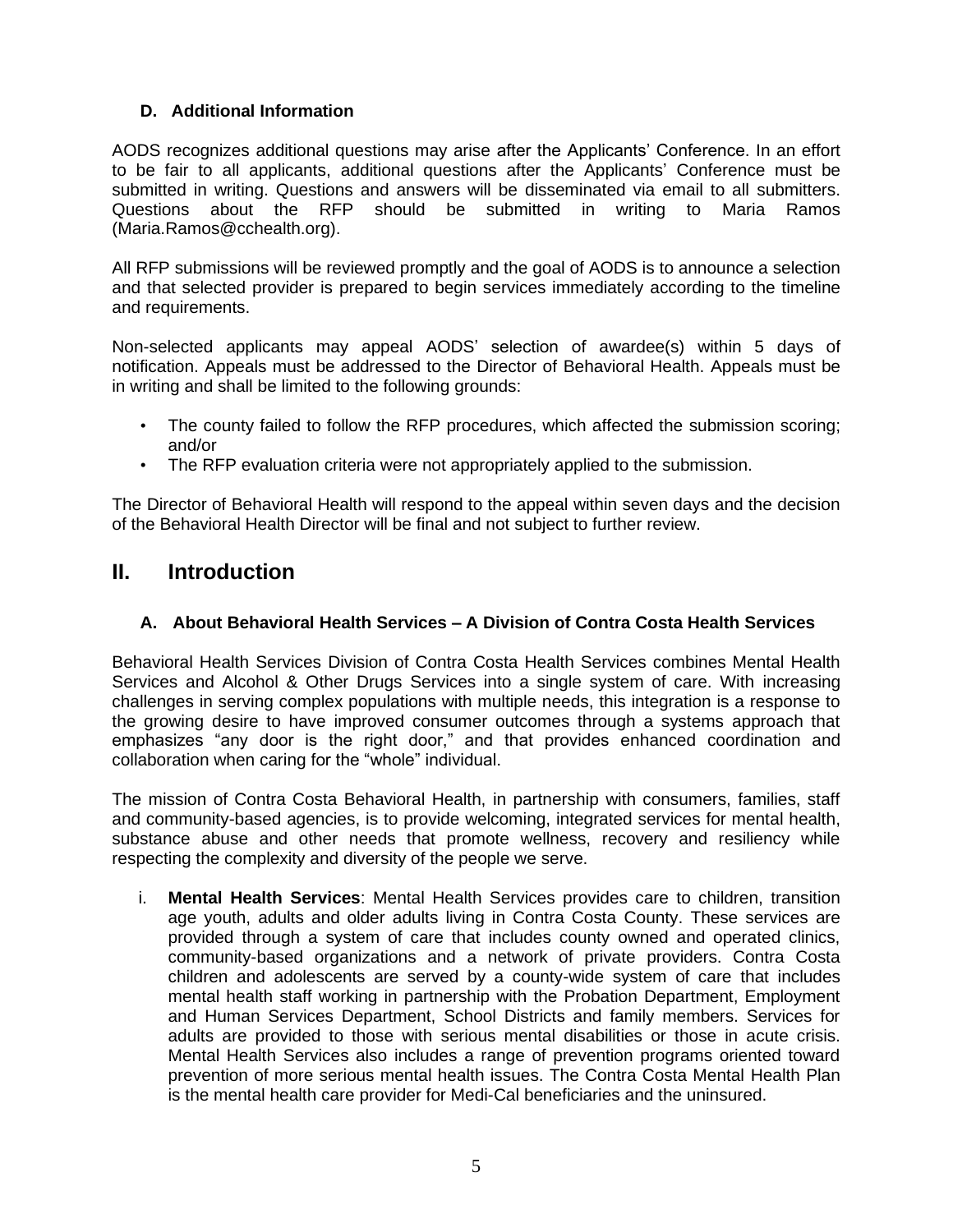### D. Additional Information

AODS recognizes additional questions may arise after the Applicants' Conference. In an effort to be fair to all applicants, additional questions after the Applicants' Conference must be submitted in writing. Questions and answers will be disseminated via email to all submitters. Questions about the RFP should be submitted in writing to Maria Ramos (Maria.Ramos@cchealth.org).

All RFP submissions will be reviewed promptly and the goal of AODS is to announce a selection and that selected provider is prepared to begin services immediately according to the timeline and requirements.

Non-selected applicants may appeal AODS' selection of awardee(s) within 5 days of notification. Appeals must be addressed to the Director of Behavioral Health. Appeals must be in writing and shall be limited to the following grounds:

- The county failed to follow the RFP procedures, which affected the submission scoring; and/or
- The RFP evaluation criteria were not appropriately applied to the submission.

The Director of Behavioral Health will respond to the appeal within seven days and the decision of the Behavioral Health Director will be final and not subject to further review.

## II. Introduction

### A. About Behavioral Health Services – A Division of Contra Costa Health Services

Behavioral Health Services Division of Contra Costa Health Services combines Mental Health Services and Alcohol & Other Drugs Services into a single system of care. With increasing challenges in serving complex populations with multiple needs, this integration is a response to the growing desire to have improved consumer outcomes through a systems approach that emphasizes "any door is the right door," and that provides enhanced coordination and collaboration when caring for the "whole" individual.

The mission of Contra Costa Behavioral Health, in partnership with consumers, families, staff and community-based agencies, is to provide welcoming, integrated services for mental health, substance abuse and other needs that promote wellness, recovery and resiliency while respecting the complexity and diversity of the people we serve.

i. **Mental Health Services**: Mental Health Services provides care to children, transition age youth, adults and older adults living in Contra Costa County. These services are provided through a system of care that includes county owned and operated clinics, community-based organizations and a network of private providers. Contra Costa children and adolescents are served by a county-wide system of care that includes mental health staff working in partnership with the Probation Department, Employment and Human Services Department, School Districts and family members. Services for adults are provided to those with serious mental disabilities or those in acute crisis. Mental Health Services also includes a range of prevention programs oriented toward prevention of more serious mental health issues. The Contra Costa Mental Health Plan is the mental health care provider for Medi-Cal beneficiaries and the uninsured.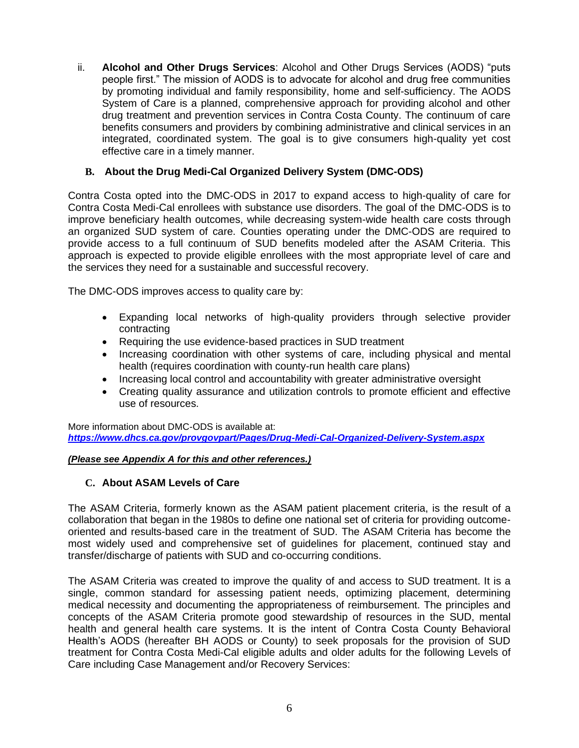ii. **Alcohol and Other Drugs Services**: Alcohol and Other Drugs Services (AODS) "puts people first." The mission of AODS is to advocate for alcohol and drug free communities by promoting individual and family responsibility, home and self-sufficiency. The AODS System of Care is a planned, comprehensive approach for providing alcohol and other drug treatment and prevention services in Contra Costa County. The continuum of care benefits consumers and providers by combining administrative and clinical services in an integrated, coordinated system. The goal is to give consumers high-quality yet cost effective care in a timely manner.

### B. About the Drug Medi-Cal Organized Delivery System (DMC-ODS)

Contra Costa opted into the DMC-ODS in 2017 to expand access to high-quality of care for Contra Costa Medi-Cal enrollees with substance use disorders. The goal of the DMC-ODS is to improve beneficiary health outcomes, while decreasing system-wide health care costs through an organized SUD system of care. Counties operating under the DMC-ODS are required to provide access to a full continuum of SUD benefits modeled after the ASAM Criteria. This approach is expected to provide eligible enrollees with the most appropriate level of care and the services they need for a sustainable and successful recovery.

The DMC-ODS improves access to quality care by:

- Expanding local networks of high-quality providers through selective provider contracting
- Requiring the use evidence-based practices in SUD treatment
- Increasing coordination with other systems of care, including physical and mental health (requires coordination with county-run health care plans)
- Increasing local control and accountability with greater administrative oversight
- Creating quality assurance and utilization controls to promote efficient and effective use of resources.

More information about DMC-ODS is available at:
***https://www.dhcs.ca.gov/provgovpart/Pages/Drug-Medi-Cal-Organized-Delivery-System.aspx***

***(Please see Appendix A for this and other references.)***

### C. About ASAM Levels of Care

The ASAM Criteria, formerly known as the ASAM patient placement criteria, is the result of a collaboration that began in the 1980s to define one national set of criteria for providing outcome-oriented and results-based care in the treatment of SUD. The ASAM Criteria has become the most widely used and comprehensive set of guidelines for placement, continued stay and transfer/discharge of patients with SUD and co-occurring conditions.

The ASAM Criteria was created to improve the quality of and access to SUD treatment. It is a single, common standard for assessing patient needs, optimizing placement, determining medical necessity and documenting the appropriateness of reimbursement. The principles and concepts of the ASAM Criteria promote good stewardship of resources in the SUD, mental health and general health care systems. It is the intent of Contra Costa County Behavioral Health's AODS (hereafter BH AODS or County) to seek proposals for the provision of SUD treatment for Contra Costa Medi-Cal eligible adults and older adults for the following Levels of Care including Case Management and/or Recovery Services: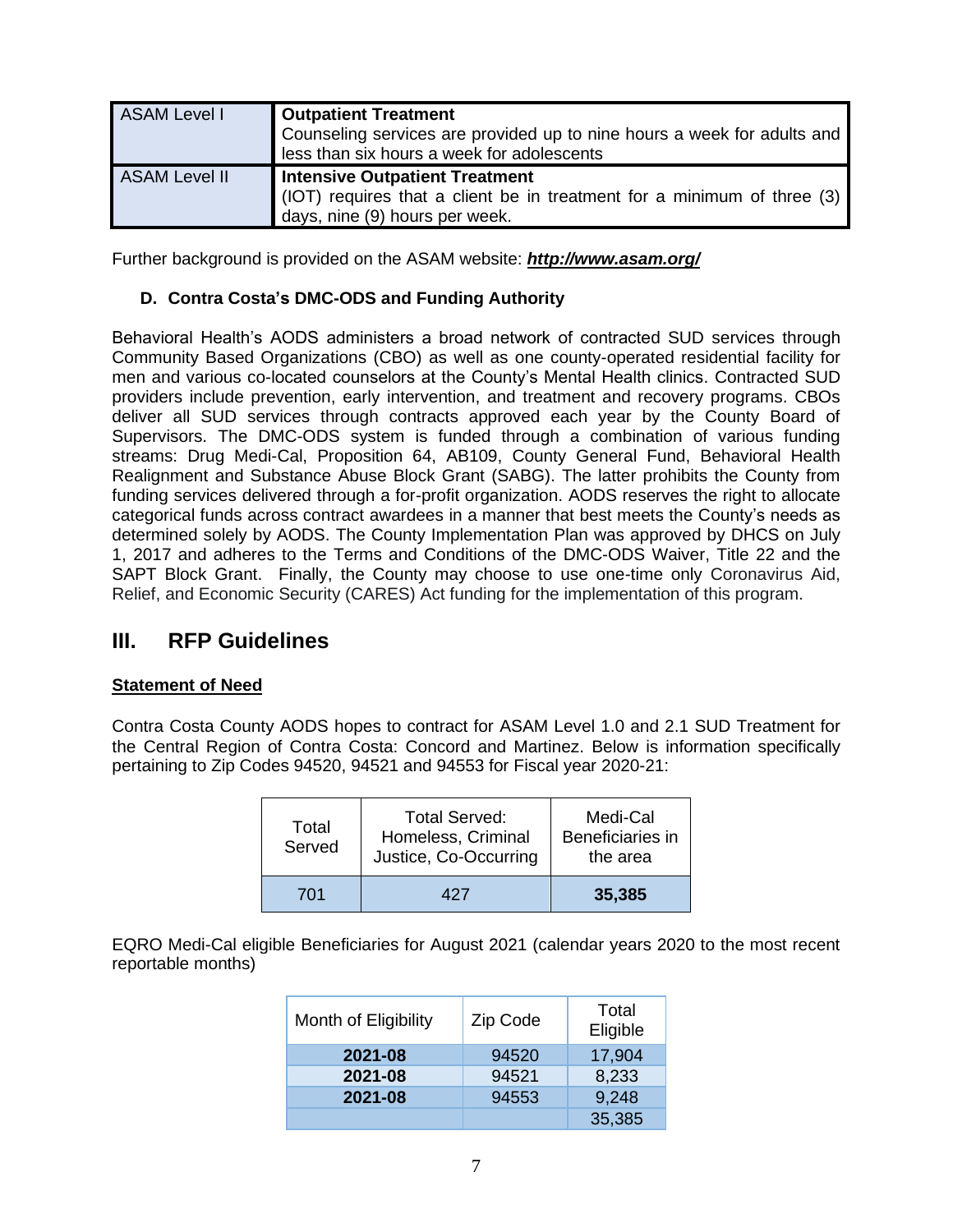| ASAM Level I | **Outpatient Treatment**<br>Counseling services are provided up to nine hours a week for adults and less than six hours a week for adolescents |
|---|---|
| ASAM Level II | **Intensive Outpatient Treatment**<br>(IOT) requires that a client be in treatment for a minimum of three (3) days, nine (9) hours per week. |

Further background is provided on the ASAM website: ***http://www.asam.org/***

### D. Contra Costa's DMC-ODS and Funding Authority

Behavioral Health's AODS administers a broad network of contracted SUD services through Community Based Organizations (CBO) as well as one county-operated residential facility for men and various co-located counselors at the County's Mental Health clinics. Contracted SUD providers include prevention, early intervention, and treatment and recovery programs. CBOs deliver all SUD services through contracts approved each year by the County Board of Supervisors. The DMC-ODS system is funded through a combination of various funding streams: Drug Medi-Cal, Proposition 64, AB109, County General Fund, Behavioral Health Realignment and Substance Abuse Block Grant (SABG). The latter prohibits the County from funding services delivered through a for-profit organization. AODS reserves the right to allocate categorical funds across contract awardees in a manner that best meets the County's needs as determined solely by AODS. The County Implementation Plan was approved by DHCS on July 1, 2017 and adheres to the Terms and Conditions of the DMC-ODS Waiver, Title 22 and the SAPT Block Grant. Finally, the County may choose to use one-time only Coronavirus Aid, Relief, and Economic Security (CARES) Act funding for the implementation of this program.

## III. RFP Guidelines

**Statement of Need**

Contra Costa County AODS hopes to contract for ASAM Level 1.0 and 2.1 SUD Treatment for the Central Region of Contra Costa: Concord and Martinez. Below is information specifically pertaining to Zip Codes 94520, 94521 and 94553 for Fiscal year 2020-21:

| Total Served | Total Served: Homeless, Criminal Justice, Co-Occurring | Medi-Cal Beneficiaries in the area |
|---|---|---|
| 701 | 427 | **35,385** |

EQRO Medi-Cal eligible Beneficiaries for August 2021 (calendar years 2020 to the most recent reportable months)

| Month of Eligibility | Zip Code | Total Eligible |
|---|---|---|
| **2021-08** | 94520 | 17,904 |
| **2021-08** | 94521 | 8,233 |
| **2021-08** | 94553 | 9,248 |
| | | 35,385 |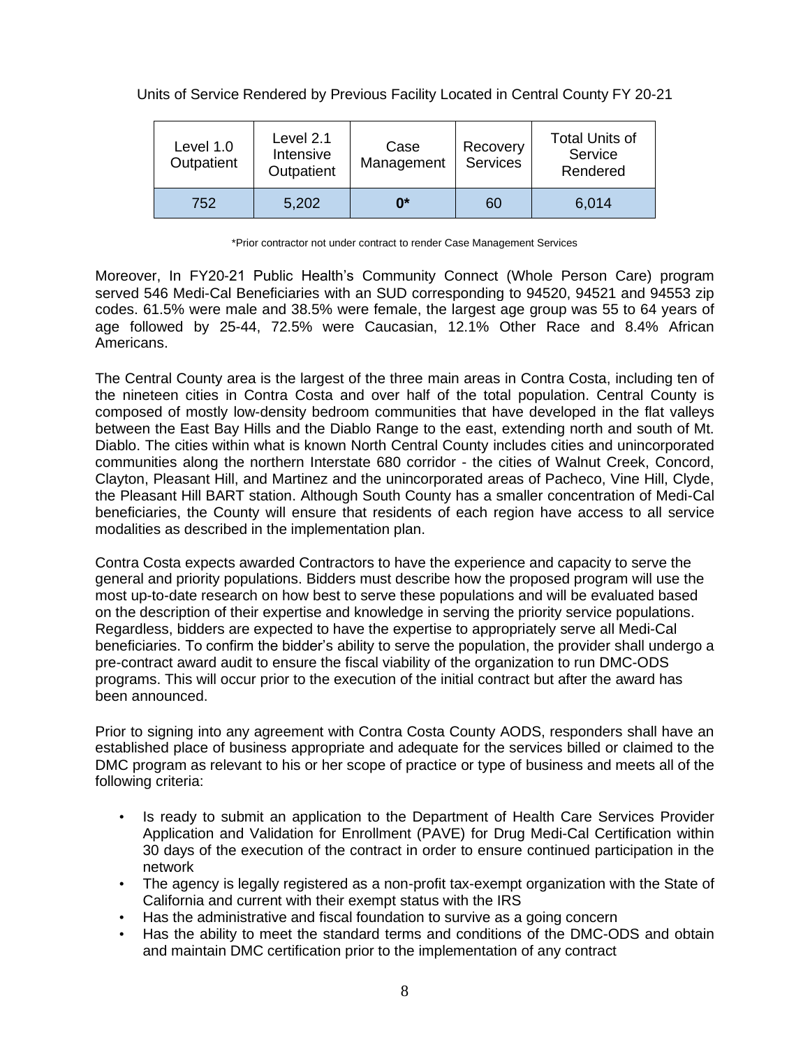Units of Service Rendered by Previous Facility Located in Central County FY 20-21

| Level 1.0 Outpatient | Level 2.1 Intensive Outpatient | Case Management | Recovery Services | Total Units of Service Rendered |
|---|---|---|---|---|
| 752 | 5,202 | **0*** | 60 | 6,014 |

*Prior contractor not under contract to render Case Management Services

Moreover, In FY20-21 Public Health's Community Connect (Whole Person Care) program served 546 Medi-Cal Beneficiaries with an SUD corresponding to 94520, 94521 and 94553 zip codes. 61.5% were male and 38.5% were female, the largest age group was 55 to 64 years of age followed by 25-44, 72.5% were Caucasian, 12.1% Other Race and 8.4% African Americans.

The Central County area is the largest of the three main areas in Contra Costa, including ten of the nineteen cities in Contra Costa and over half of the total population. Central County is composed of mostly low-density bedroom communities that have developed in the flat valleys between the East Bay Hills and the Diablo Range to the east, extending north and south of Mt. Diablo. The cities within what is known North Central County includes cities and unincorporated communities along the northern Interstate 680 corridor - the cities of Walnut Creek, Concord, Clayton, Pleasant Hill, and Martinez and the unincorporated areas of Pacheco, Vine Hill, Clyde, the Pleasant Hill BART station. Although South County has a smaller concentration of Medi-Cal beneficiaries, the County will ensure that residents of each region have access to all service modalities as described in the implementation plan.

Contra Costa expects awarded Contractors to have the experience and capacity to serve the general and priority populations. Bidders must describe how the proposed program will use the most up-to-date research on how best to serve these populations and will be evaluated based on the description of their expertise and knowledge in serving the priority service populations. Regardless, bidders are expected to have the expertise to appropriately serve all Medi-Cal beneficiaries. To confirm the bidder's ability to serve the population, the provider shall undergo a pre-contract award audit to ensure the fiscal viability of the organization to run DMC-ODS programs. This will occur prior to the execution of the initial contract but after the award has been announced.

Prior to signing into any agreement with Contra Costa County AODS, responders shall have an established place of business appropriate and adequate for the services billed or claimed to the DMC program as relevant to his or her scope of practice or type of business and meets all of the following criteria:

- Is ready to submit an application to the Department of Health Care Services Provider Application and Validation for Enrollment (PAVE) for Drug Medi-Cal Certification within 30 days of the execution of the contract in order to ensure continued participation in the network
- The agency is legally registered as a non-profit tax-exempt organization with the State of California and current with their exempt status with the IRS
- Has the administrative and fiscal foundation to survive as a going concern
- Has the ability to meet the standard terms and conditions of the DMC-ODS and obtain and maintain DMC certification prior to the implementation of any contract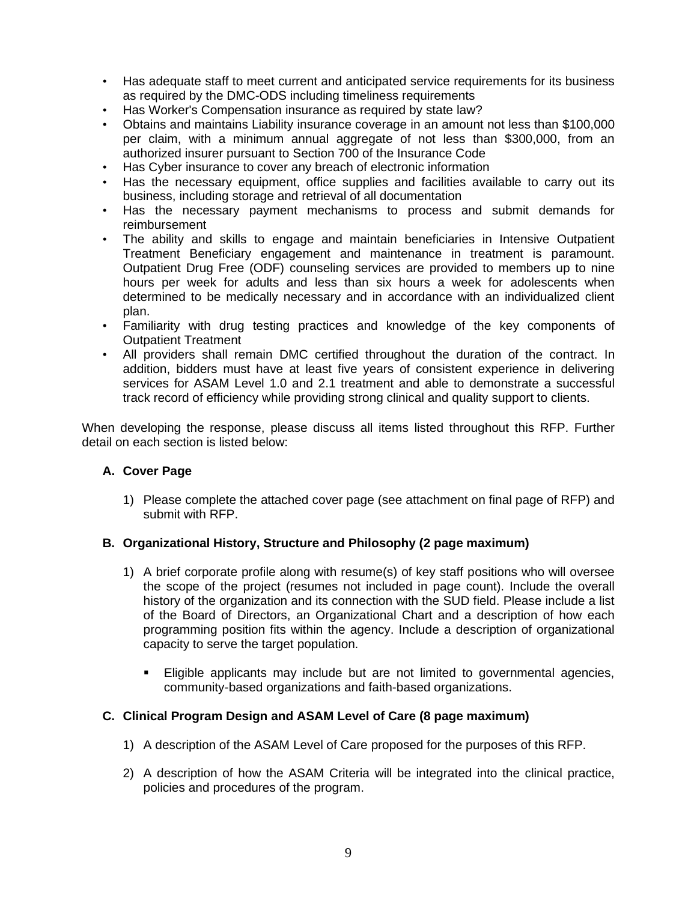- Has adequate staff to meet current and anticipated service requirements for its business as required by the DMC-ODS including timeliness requirements
- Has Worker's Compensation insurance as required by state law?
- Obtains and maintains Liability insurance coverage in an amount not less than $100,000 per claim, with a minimum annual aggregate of not less than $300,000, from an authorized insurer pursuant to Section 700 of the Insurance Code
- Has Cyber insurance to cover any breach of electronic information
- Has the necessary equipment, office supplies and facilities available to carry out its business, including storage and retrieval of all documentation
- Has the necessary payment mechanisms to process and submit demands for reimbursement
- The ability and skills to engage and maintain beneficiaries in Intensive Outpatient Treatment Beneficiary engagement and maintenance in treatment is paramount. Outpatient Drug Free (ODF) counseling services are provided to members up to nine hours per week for adults and less than six hours a week for adolescents when determined to be medically necessary and in accordance with an individualized client plan.
- Familiarity with drug testing practices and knowledge of the key components of Outpatient Treatment
- All providers shall remain DMC certified throughout the duration of the contract. In addition, bidders must have at least five years of consistent experience in delivering services for ASAM Level 1.0 and 2.1 treatment and able to demonstrate a successful track record of efficiency while providing strong clinical and quality support to clients.

When developing the response, please discuss all items listed throughout this RFP. Further detail on each section is listed below:

### A. Cover Page

1) Please complete the attached cover page (see attachment on final page of RFP) and submit with RFP.

### B. Organizational History, Structure and Philosophy (2 page maximum)

1) A brief corporate profile along with resume(s) of key staff positions who will oversee the scope of the project (resumes not included in page count). Include the overall history of the organization and its connection with the SUD field. Please include a list of the Board of Directors, an Organizational Chart and a description of how each programming position fits within the agency. Include a description of organizational capacity to serve the target population.

   - Eligible applicants may include but are not limited to governmental agencies, community-based organizations and faith-based organizations.

### C. Clinical Program Design and ASAM Level of Care (8 page maximum)

1) A description of the ASAM Level of Care proposed for the purposes of this RFP.

2) A description of how the ASAM Criteria will be integrated into the clinical practice, policies and procedures of the program.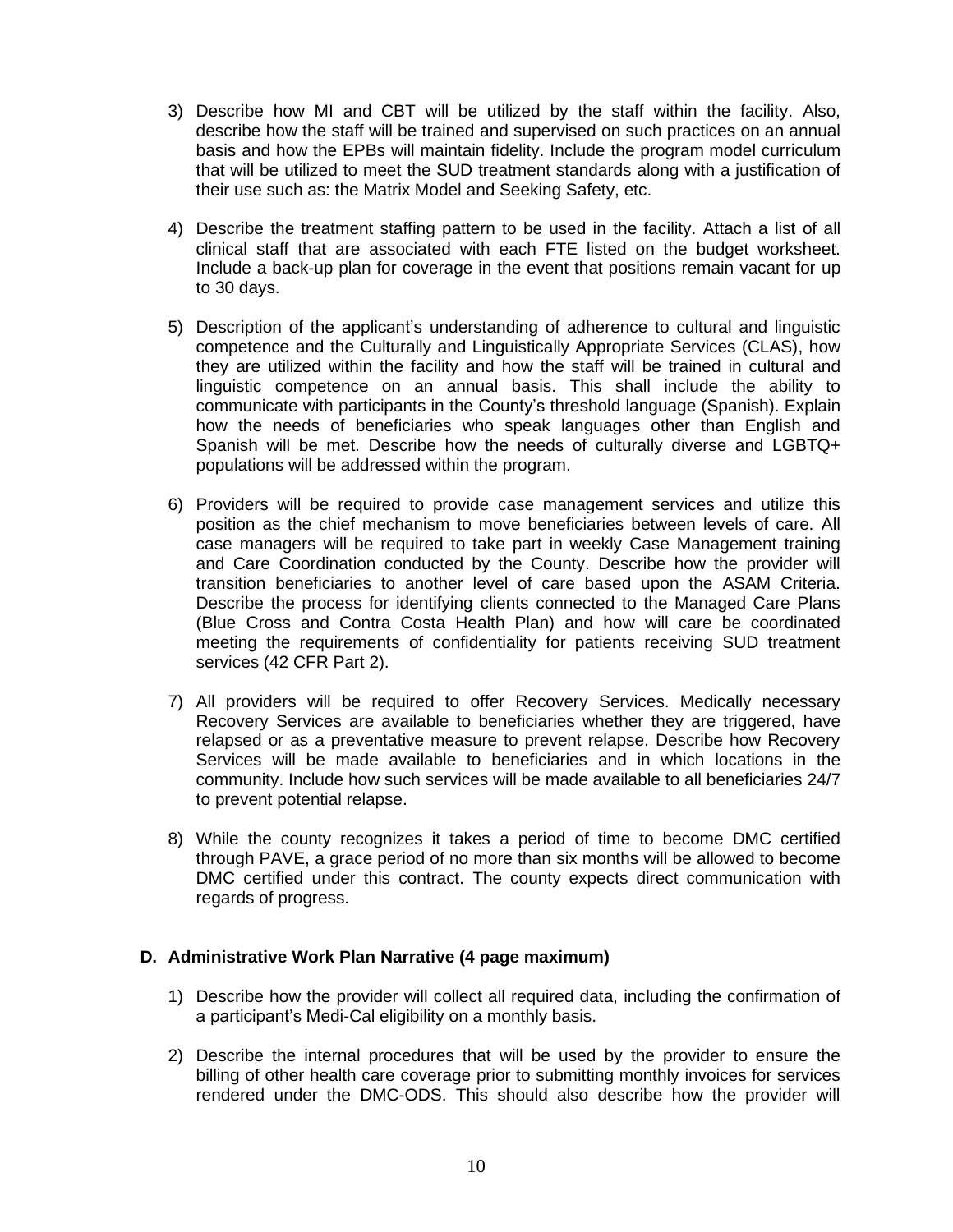3) Describe how MI and CBT will be utilized by the staff within the facility. Also, describe how the staff will be trained and supervised on such practices on an annual basis and how the EPBs will maintain fidelity. Include the program model curriculum that will be utilized to meet the SUD treatment standards along with a justification of their use such as: the Matrix Model and Seeking Safety, etc.

4) Describe the treatment staffing pattern to be used in the facility. Attach a list of all clinical staff that are associated with each FTE listed on the budget worksheet. Include a back-up plan for coverage in the event that positions remain vacant for up to 30 days.

5) Description of the applicant's understanding of adherence to cultural and linguistic competence and the Culturally and Linguistically Appropriate Services (CLAS), how they are utilized within the facility and how the staff will be trained in cultural and linguistic competence on an annual basis. This shall include the ability to communicate with participants in the County's threshold language (Spanish). Explain how the needs of beneficiaries who speak languages other than English and Spanish will be met. Describe how the needs of culturally diverse and LGBTQ+ populations will be addressed within the program.

6) Providers will be required to provide case management services and utilize this position as the chief mechanism to move beneficiaries between levels of care. All case managers will be required to take part in weekly Case Management training and Care Coordination conducted by the County. Describe how the provider will transition beneficiaries to another level of care based upon the ASAM Criteria. Describe the process for identifying clients connected to the Managed Care Plans (Blue Cross and Contra Costa Health Plan) and how will care be coordinated meeting the requirements of confidentiality for patients receiving SUD treatment services (42 CFR Part 2).

7) All providers will be required to offer Recovery Services. Medically necessary Recovery Services are available to beneficiaries whether they are triggered, have relapsed or as a preventative measure to prevent relapse. Describe how Recovery Services will be made available to beneficiaries and in which locations in the community. Include how such services will be made available to all beneficiaries 24/7 to prevent potential relapse.

8) While the county recognizes it takes a period of time to become DMC certified through PAVE, a grace period of no more than six months will be allowed to become DMC certified under this contract. The county expects direct communication with regards of progress.

### D. Administrative Work Plan Narrative (4 page maximum)

1) Describe how the provider will collect all required data, including the confirmation of a participant's Medi-Cal eligibility on a monthly basis.

2) Describe the internal procedures that will be used by the provider to ensure the billing of other health care coverage prior to submitting monthly invoices for services rendered under the DMC-ODS. This should also describe how the provider will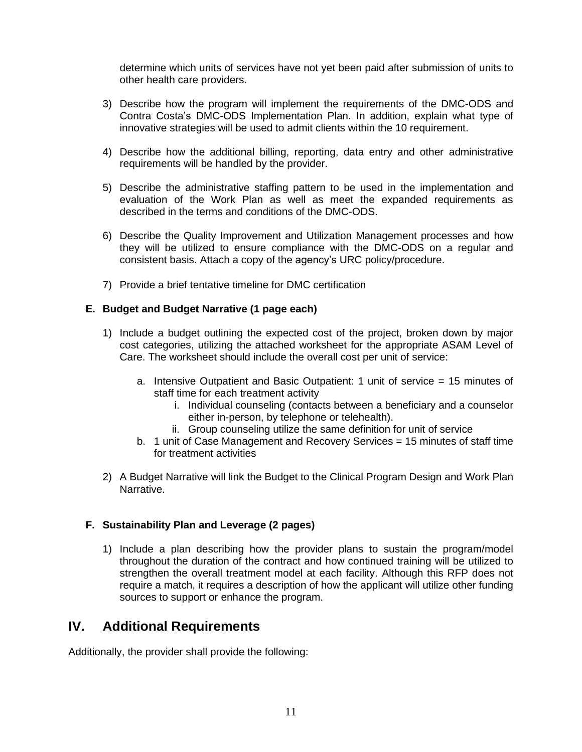determine which units of services have not yet been paid after submission of units to other health care providers.

3) Describe how the program will implement the requirements of the DMC-ODS and Contra Costa's DMC-ODS Implementation Plan. In addition, explain what type of innovative strategies will be used to admit clients within the 10 requirement.

4) Describe how the additional billing, reporting, data entry and other administrative requirements will be handled by the provider.

5) Describe the administrative staffing pattern to be used in the implementation and evaluation of the Work Plan as well as meet the expanded requirements as described in the terms and conditions of the DMC-ODS.

6) Describe the Quality Improvement and Utilization Management processes and how they will be utilized to ensure compliance with the DMC-ODS on a regular and consistent basis. Attach a copy of the agency's URC policy/procedure.

7) Provide a brief tentative timeline for DMC certification

### E. Budget and Budget Narrative (1 page each)

1) Include a budget outlining the expected cost of the project, broken down by major cost categories, utilizing the attached worksheet for the appropriate ASAM Level of Care. The worksheet should include the overall cost per unit of service:

   a. Intensive Outpatient and Basic Outpatient: 1 unit of service = 15 minutes of staff time for each treatment activity
      i. Individual counseling (contacts between a beneficiary and a counselor either in-person, by telephone or telehealth).
      ii. Group counseling utilize the same definition for unit of service

   b. 1 unit of Case Management and Recovery Services = 15 minutes of staff time for treatment activities

2) A Budget Narrative will link the Budget to the Clinical Program Design and Work Plan Narrative.

### F. Sustainability Plan and Leverage (2 pages)

1) Include a plan describing how the provider plans to sustain the program/model throughout the duration of the contract and how continued training will be utilized to strengthen the overall treatment model at each facility. Although this RFP does not require a match, it requires a description of how the applicant will utilize other funding sources to support or enhance the program.

## IV. Additional Requirements

Additionally, the provider shall provide the following: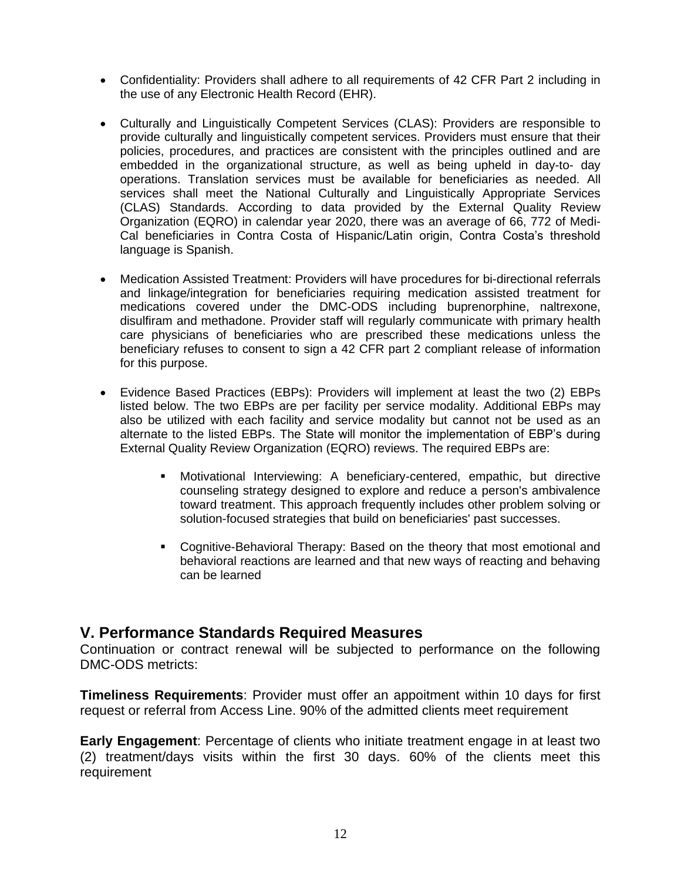- Confidentiality: Providers shall adhere to all requirements of 42 CFR Part 2 including in the use of any Electronic Health Record (EHR).

- Culturally and Linguistically Competent Services (CLAS): Providers are responsible to provide culturally and linguistically competent services. Providers must ensure that their policies, procedures, and practices are consistent with the principles outlined and are embedded in the organizational structure, as well as being upheld in day-to- day operations. Translation services must be available for beneficiaries as needed. All services shall meet the National Culturally and Linguistically Appropriate Services (CLAS) Standards. According to data provided by the External Quality Review Organization (EQRO) in calendar year 2020, there was an average of 66, 772 of Medi-Cal beneficiaries in Contra Costa of Hispanic/Latin origin, Contra Costa's threshold language is Spanish.

- Medication Assisted Treatment: Providers will have procedures for bi-directional referrals and linkage/integration for beneficiaries requiring medication assisted treatment for medications covered under the DMC-ODS including buprenorphine, naltrexone, disulfiram and methadone. Provider staff will regularly communicate with primary health care physicians of beneficiaries who are prescribed these medications unless the beneficiary refuses to consent to sign a 42 CFR part 2 compliant release of information for this purpose.

- Evidence Based Practices (EBPs): Providers will implement at least the two (2) EBPs listed below. The two EBPs are per facility per service modality. Additional EBPs may also be utilized with each facility and service modality but cannot not be used as an alternate to the listed EBPs. The State will monitor the implementation of EBP's during External Quality Review Organization (EQRO) reviews. The required EBPs are:

    - Motivational Interviewing: A beneficiary-centered, empathic, but directive counseling strategy designed to explore and reduce a person's ambivalence toward treatment. This approach frequently includes other problem solving or solution-focused strategies that build on beneficiaries' past successes.

    - Cognitive-Behavioral Therapy: Based on the theory that most emotional and behavioral reactions are learned and that new ways of reacting and behaving can be learned

## V. Performance Standards Required Measures

Continuation or contract renewal will be subjected to performance on the following DMC-ODS metrics:

**Timeliness Requirements**: Provider must offer an appoitment within 10 days for first request or referral from Access Line. 90% of the admitted clients meet requirement

**Early Engagement**: Percentage of clients who initiate treatment engage in at least two (2) treatment/days visits within the first 30 days. 60% of the clients meet this requirement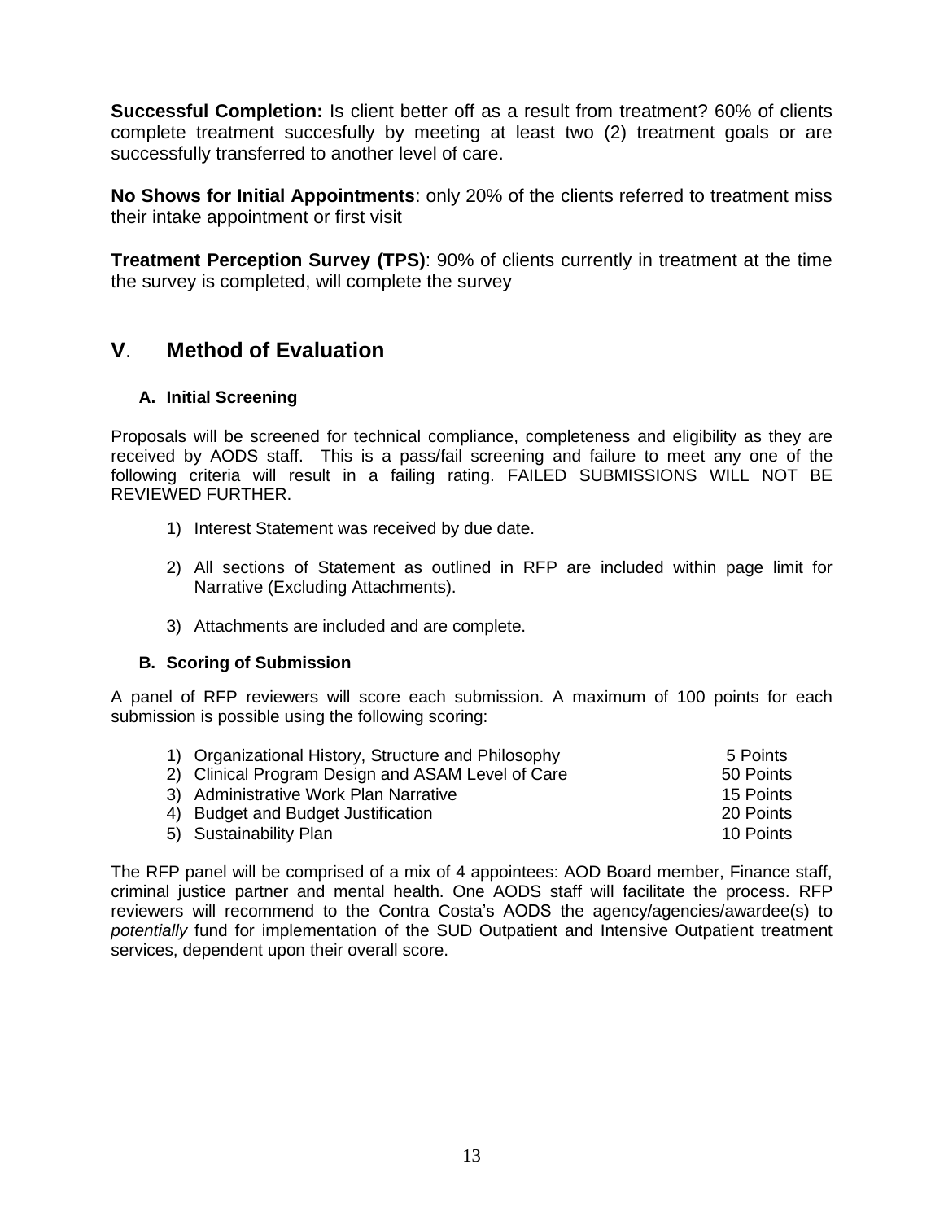**Successful Completion:** Is client better off as a result from treatment? 60% of clients complete treatment succesfully by meeting at least two (2) treatment goals or are successfully transferred to another level of care.

**No Shows for Initial Appointments**: only 20% of the clients referred to treatment miss their intake appointment or first visit

**Treatment Perception Survey (TPS)**: 90% of clients currently in treatment at the time the survey is completed, will complete the survey

## V. Method of Evaluation

### A. Initial Screening

Proposals will be screened for technical compliance, completeness and eligibility as they are received by AODS staff. This is a pass/fail screening and failure to meet any one of the following criteria will result in a failing rating. FAILED SUBMISSIONS WILL NOT BE REVIEWED FURTHER.

1) Interest Statement was received by due date.
2) All sections of Statement as outlined in RFP are included within page limit for Narrative (Excluding Attachments).
3) Attachments are included and are complete.

### B. Scoring of Submission

A panel of RFP reviewers will score each submission. A maximum of 100 points for each submission is possible using the following scoring:

| | |
|---|---|
| 1) Organizational History, Structure and Philosophy | 5 Points |
| 2) Clinical Program Design and ASAM Level of Care | 50 Points |
| 3) Administrative Work Plan Narrative | 15 Points |
| 4) Budget and Budget Justification | 20 Points |
| 5) Sustainability Plan | 10 Points |

The RFP panel will be comprised of a mix of 4 appointees: AOD Board member, Finance staff, criminal justice partner and mental health. One AODS staff will facilitate the process. RFP reviewers will recommend to the Contra Costa's AODS the agency/agencies/awardee(s) to *potentially* fund for implementation of the SUD Outpatient and Intensive Outpatient treatment services, dependent upon their overall score.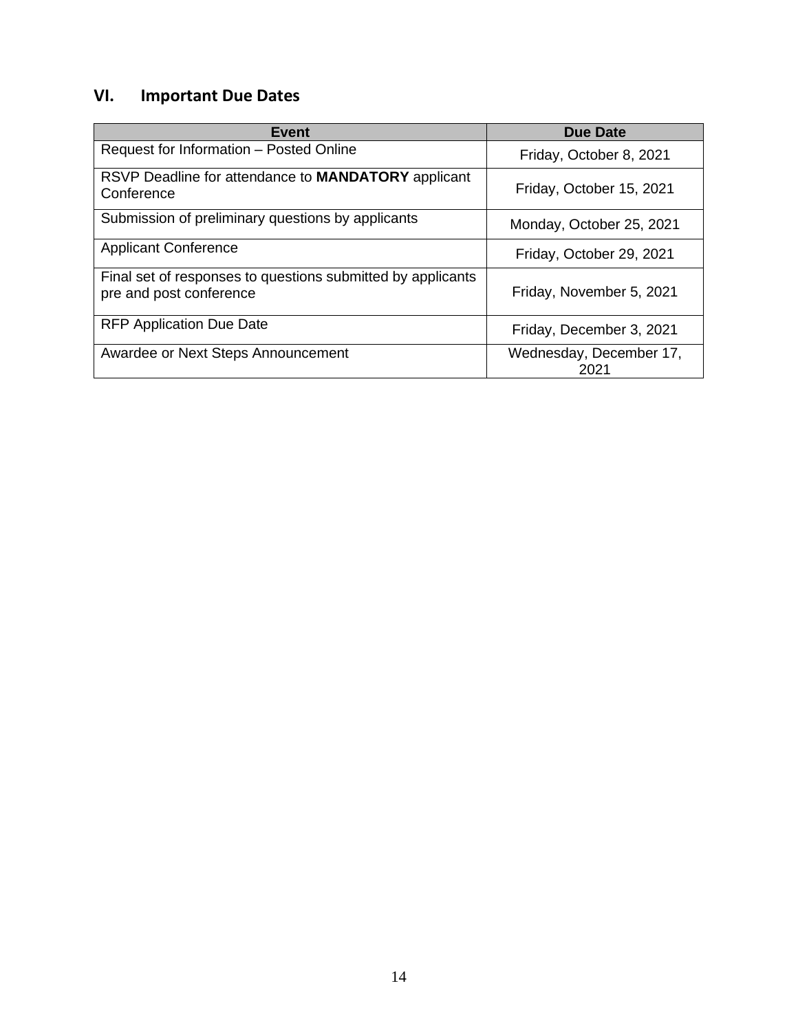## VI. Important Due Dates

| Event | Due Date |
| --- | --- |
| Request for Information – Posted Online | Friday, October 8, 2021 |
| RSVP Deadline for attendance to **MANDATORY** applicant Conference | Friday, October 15, 2021 |
| Submission of preliminary questions by applicants | Monday, October 25, 2021 |
| Applicant Conference | Friday, October 29, 2021 |
| Final set of responses to questions submitted by applicants pre and post conference | Friday, November 5, 2021 |
| RFP Application Due Date | Friday, December 3, 2021 |
| Awardee or Next Steps Announcement | Wednesday, December 17, 2021 |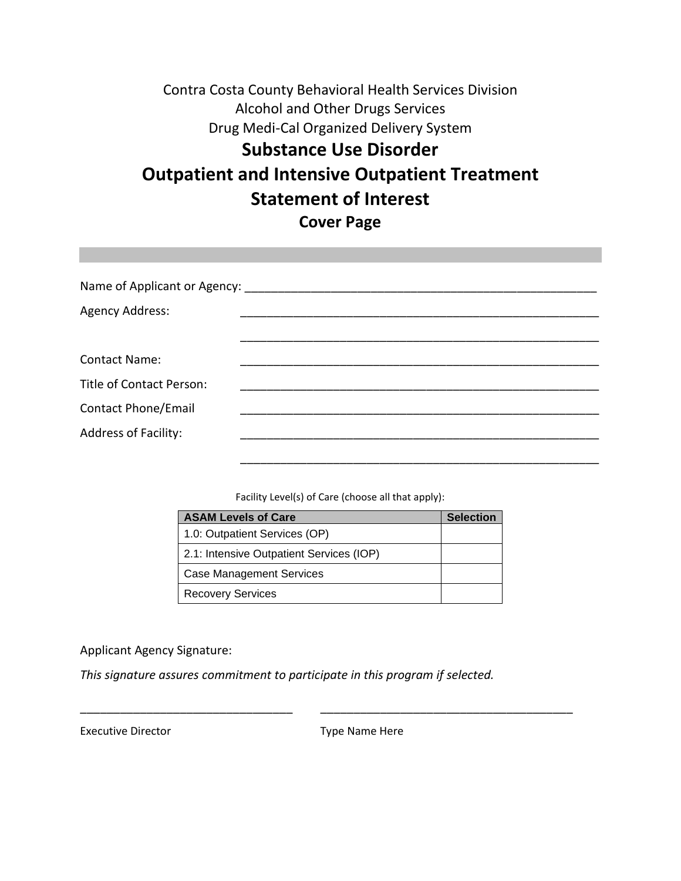Contra Costa County Behavioral Health Services Division
Alcohol and Other Drugs Services
Drug Medi-Cal Organized Delivery System

# Substance Use Disorder
# Outpatient and Intensive Outpatient Treatment
# Statement of Interest
## Cover Page

Name of Applicant or Agency: ________________________________________________

Agency Address: ________________________________________________

________________________________________________

Contact Name: ________________________________________________

Title of Contact Person: ________________________________________________

Contact Phone/Email ________________________________________________

Address of Facility: ________________________________________________

________________________________________________

Facility Level(s) of Care (choose all that apply):

| ASAM Levels of Care | Selection |
|---|---|
| 1.0: Outpatient Services (OP) | |
| 2.1: Intensive Outpatient Services (IOP) | |
| Case Management Services | |
| Recovery Services | |

Applicant Agency Signature:

*This signature assures commitment to participate in this program if selected.*

______________________________ ______________________________

Executive Director Type Name Here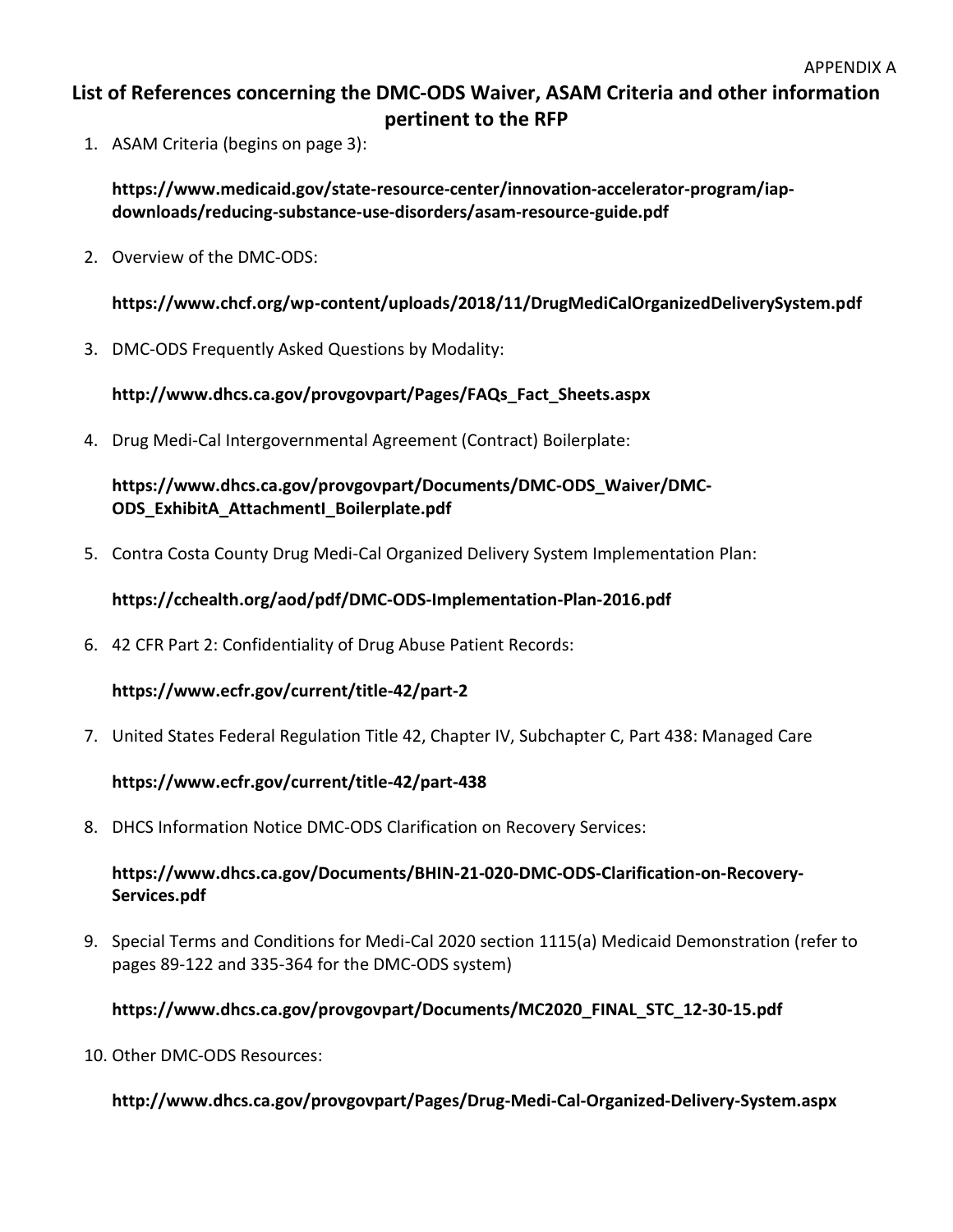APPENDIX A

# List of References concerning the DMC-ODS Waiver, ASAM Criteria and other information pertinent to the RFP

1. ASAM Criteria (begins on page 3):

   **https://www.medicaid.gov/state-resource-center/innovation-accelerator-program/iap-downloads/reducing-substance-use-disorders/asam-resource-guide.pdf**

2. Overview of the DMC-ODS:

   **https://www.chcf.org/wp-content/uploads/2018/11/DrugMediCalOrganizedDeliverySystem.pdf**

3. DMC-ODS Frequently Asked Questions by Modality:

   **http://www.dhcs.ca.gov/provgovpart/Pages/FAQs_Fact_Sheets.aspx**

4. Drug Medi-Cal Intergovernmental Agreement (Contract) Boilerplate:

   **https://www.dhcs.ca.gov/provgovpart/Documents/DMC-ODS_Waiver/DMC-ODS_ExhibitA_AttachmentI_Boilerplate.pdf**

5. Contra Costa County Drug Medi-Cal Organized Delivery System Implementation Plan:

   **https://cchealth.org/aod/pdf/DMC-ODS-Implementation-Plan-2016.pdf**

6. 42 CFR Part 2: Confidentiality of Drug Abuse Patient Records:

   **https://www.ecfr.gov/current/title-42/part-2**

7. United States Federal Regulation Title 42, Chapter IV, Subchapter C, Part 438: Managed Care

   **https://www.ecfr.gov/current/title-42/part-438**

8. DHCS Information Notice DMC-ODS Clarification on Recovery Services:

   **https://www.dhcs.ca.gov/Documents/BHIN-21-020-DMC-ODS-Clarification-on-Recovery-Services.pdf**

9. Special Terms and Conditions for Medi-Cal 2020 section 1115(a) Medicaid Demonstration (refer to pages 89-122 and 335-364 for the DMC-ODS system)

   **https://www.dhcs.ca.gov/provgovpart/Documents/MC2020_FINAL_STC_12-30-15.pdf**

10. Other DMC-ODS Resources:

    **http://www.dhcs.ca.gov/provgovpart/Pages/Drug-Medi-Cal-Organized-Delivery-System.aspx**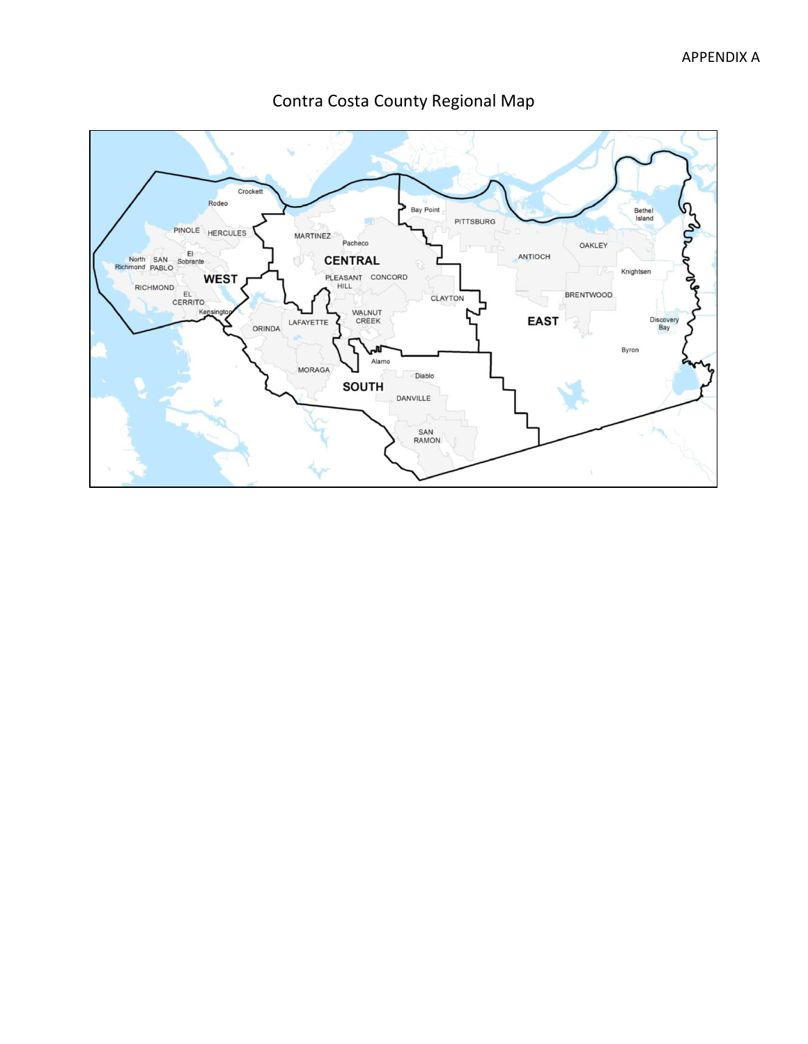APPENDIX A

# Contra Costa County Regional Map

Crockett
Rodeo
PINOLE
HERCULES
North Richmond
SAN PABLO
El Sobrante
WEST
RICHMOND
EL CERRITO
Kensington
MARTINEZ
Pacheco
CENTRAL
PLEASANT HILL
CONCORD
CLAYTON
WALNUT CREEK
LAFAYETTE
ORINDA
MORAGA
Alamo
Diablo
SOUTH
DANVILLE
SAN RAMON
Bay Point
PITTSBURG
ANTIOCH
OAKLEY
Bethel Island
Knightsen
BRENTWOOD
EAST
Discovery Bay
Byron